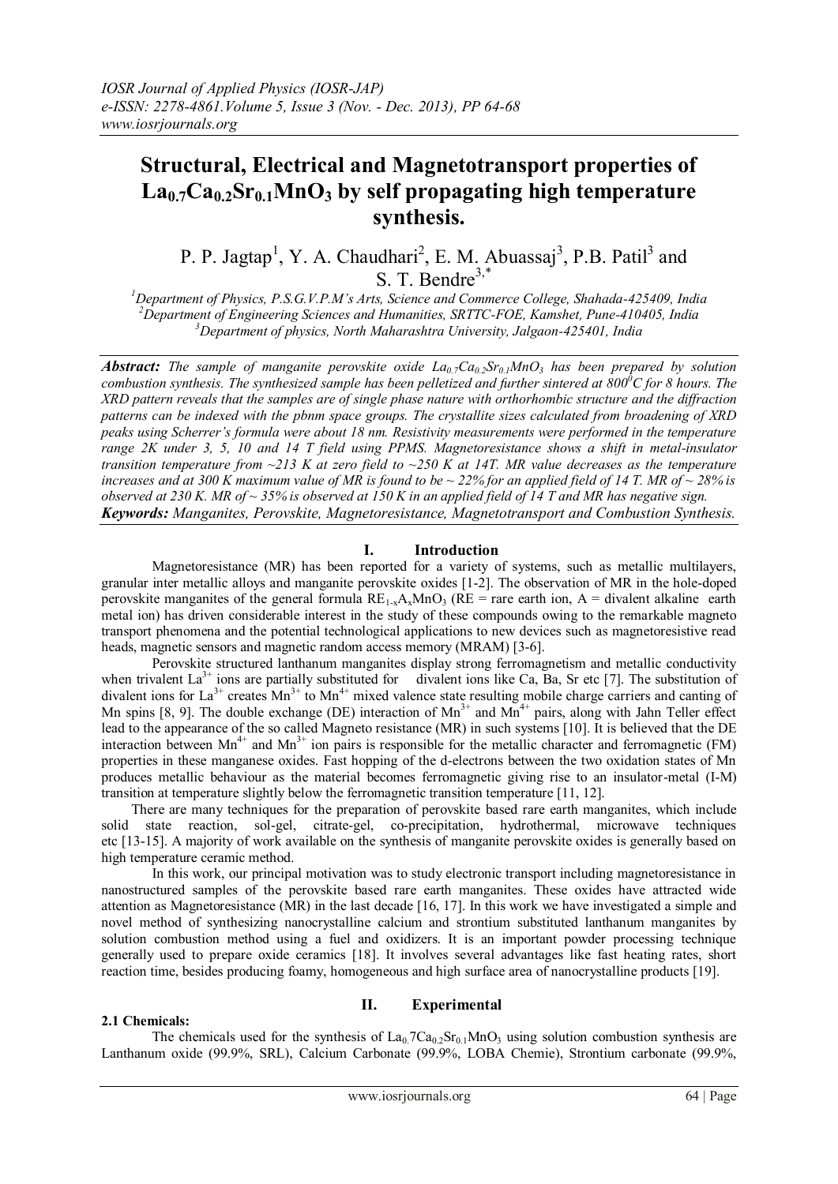# Structural, Electrical and Magnetotransport properties of $La_{0.7}Ca_{0.2}Sr_{0.1}MnO_3$ by self propagating high temperature synthesis.

P. P. Jagtap[1], Y. A. Chaudhari[2], E. M. Abuassaj[3], P.B. Patil[3] and S. T. Bendre[3,*]

[1]Department of Physics, P.S.G.V.P.M's Arts, Science and Commerce College, Shahada-425409, India
[2]Department of Engineering Sciences and Humanities, SRTTC-FOE, Kamshet, Pune-410405, India
[3]Department of physics, North Maharashtra University, Jalgaon-425401, India

***Abstract:*** *The sample of manganite perovskite oxide $La_{0.7}Ca_{0.2}Sr_{0.1}MnO_3$ has been prepared by solution combustion synthesis. The synthesized sample has been pelletized and further sintered at $800^0C$ for 8 hours. The XRD pattern reveals that the samples are of single phase nature with orthorhombic structure and the diffraction patterns can be indexed with the pbnm space groups. The crystallite sizes calculated from broadening of XRD peaks using Scherrer's formula were about 18 nm. Resistivity measurements were performed in the temperature range 2K under 3, 5, 10 and 14 T field using PPMS. Magnetoresistance shows a shift in metal-insulator transition temperature from ~213 K at zero field to ~250 K at 14T. MR value decreases as the temperature increases and at 300 K maximum value of MR is found to be ~ 22% for an applied field of 14 T. MR of ~ 28% is observed at 230 K. MR of ~ 35% is observed at 150 K in an applied field of 14 T and MR has negative sign.*

***Keywords:*** *Manganites, Perovskite, Magnetoresistance, Magnetotransport and Combustion Synthesis.*

## I. Introduction

Magnetoresistance (MR) has been reported for a variety of systems, such as metallic multilayers, granular inter metallic alloys and manganite perovskite oxides [1-2]. The observation of MR in the hole-doped perovskite manganites of the general formula $RE_{1-x}A_xMnO_3$ (RE = rare earth ion, A = divalent alkaline earth metal ion) has driven considerable interest in the study of these compounds owing to the remarkable magneto transport phenomena and the potential technological applications to new devices such as magnetoresistive read heads, magnetic sensors and magnetic random access memory (MRAM) [3-6].

Perovskite structured lanthanum manganites display strong ferromagnetism and metallic conductivity when trivalent $La^{3+}$ ions are partially substituted for divalent ions like Ca, Ba, Sr etc [7]. The substitution of divalent ions for $La^{3+}$ creates $Mn^{3+}$ to $Mn^{4+}$ mixed valence state resulting mobile charge carriers and canting of Mn spins [8, 9]. The double exchange (DE) interaction of $Mn^{3+}$ and $Mn^{4+}$ pairs, along with Jahn Teller effect lead to the appearance of the so called Magneto resistance (MR) in such systems [10]. It is believed that the DE interaction between $Mn^{4+}$ and $Mn^{3+}$ ion pairs is responsible for the metallic character and ferromagnetic (FM) properties in these manganese oxides. Fast hopping of the d-electrons between the two oxidation states of Mn produces metallic behaviour as the material becomes ferromagnetic giving rise to an insulator-metal (I-M) transition at temperature slightly below the ferromagnetic transition temperature [11, 12].

There are many techniques for the preparation of perovskite based rare earth manganites, which include solid state reaction, sol-gel, citrate-gel, co-precipitation, hydrothermal, microwave techniques etc [13-15]. A majority of work available on the synthesis of manganite perovskite oxides is generally based on high temperature ceramic method.

In this work, our principal motivation was to study electronic transport including magnetoresistance in nanostructured samples of the perovskite based rare earth manganites. These oxides have attracted wide attention as Magnetoresistance (MR) in the last decade [16, 17]. In this work we have investigated a simple and novel method of synthesizing nanocrystalline calcium and strontium substituted lanthanum manganites by solution combustion method using a fuel and oxidizers. It is an important powder processing technique generally used to prepare oxide ceramics [18]. It involves several advantages like fast heating rates, short reaction time, besides producing foamy, homogeneous and high surface area of nanocrystalline products [19].

## II. Experimental

### 2.1 Chemicals:

The chemicals used for the synthesis of $La_{0.}7Ca_{0.2}Sr_{0.1}MnO_3$ using solution combustion synthesis are Lanthanum oxide (99.9%, SRL), Calcium Carbonate (99.9%, LOBA Chemie), Strontium carbonate (99.9%,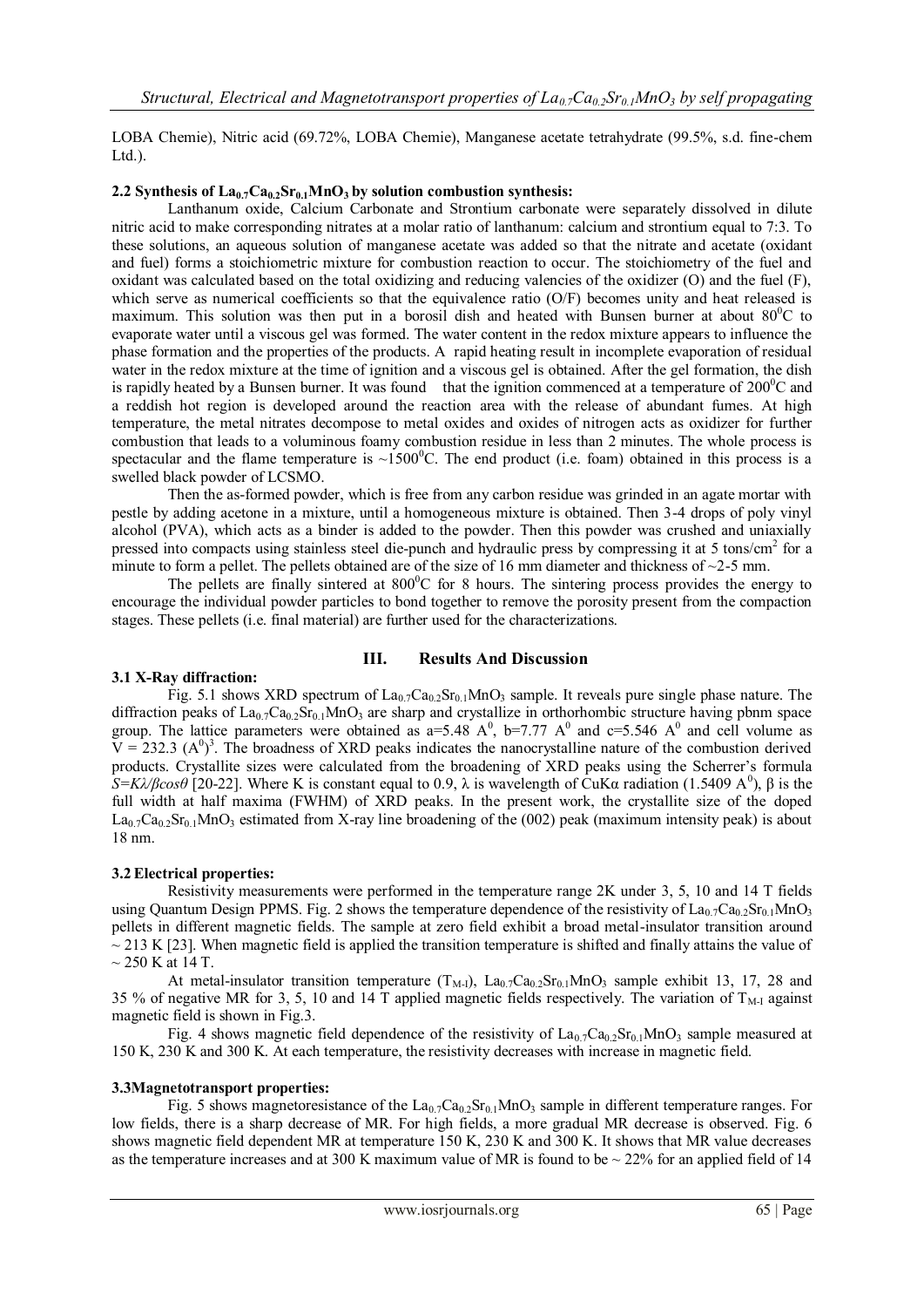LOBA Chemie), Nitric acid (69.72%, LOBA Chemie), Manganese acetate tetrahydrate (99.5%, s.d. fine-chem Ltd.).

### 2.2 Synthesis of $La_{0.7}Ca_{0.2}Sr_{0.1}MnO_3$ by solution combustion synthesis:

Lanthanum oxide, Calcium Carbonate and Strontium carbonate were separately dissolved in dilute nitric acid to make corresponding nitrates at a molar ratio of lanthanum: calcium and strontium equal to 7:3. To these solutions, an aqueous solution of manganese acetate was added so that the nitrate and acetate (oxidant and fuel) forms a stoichiometric mixture for combustion reaction to occur. The stoichiometry of the fuel and oxidant was calculated based on the total oxidizing and reducing valencies of the oxidizer (O) and the fuel (F), which serve as numerical coefficients so that the equivalence ratio (O/F) becomes unity and heat released is maximum. This solution was then put in a borosil dish and heated with Bunsen burner at about $80^0$C to evaporate water until a viscous gel was formed. The water content in the redox mixture appears to influence the phase formation and the properties of the products. A rapid heating result in incomplete evaporation of residual water in the redox mixture at the time of ignition and a viscous gel is obtained. After the gel formation, the dish is rapidly heated by a Bunsen burner. It was found that the ignition commenced at a temperature of $200^0$C and a reddish hot region is developed around the reaction area with the release of abundant fumes. At high temperature, the metal nitrates decompose to metal oxides and oxides of nitrogen acts as oxidizer for further combustion that leads to a voluminous foamy combustion residue in less than 2 minutes. The whole process is spectacular and the flame temperature is ~$1500^0$C. The end product (i.e. foam) obtained in this process is a swelled black powder of LCSMO.

Then the as-formed powder, which is free from any carbon residue was grinded in an agate mortar with pestle by adding acetone in a mixture, until a homogeneous mixture is obtained. Then 3-4 drops of poly vinyl alcohol (PVA), which acts as a binder is added to the powder. Then this powder was crushed and uniaxially pressed into compacts using stainless steel die-punch and hydraulic press by compressing it at 5 tons/cm$^2$ for a minute to form a pellet. The pellets obtained are of the size of 16 mm diameter and thickness of ~2-5 mm.

The pellets are finally sintered at $800^0$C for 8 hours. The sintering process provides the energy to encourage the individual powder particles to bond together to remove the porosity present from the compaction stages. These pellets (i.e. final material) are further used for the characterizations.

## III. Results And Discussion

### 3.1 X-Ray diffraction:

Fig. 5.1 shows XRD spectrum of $La_{0.7}Ca_{0.2}Sr_{0.1}MnO_3$ sample. It reveals pure single phase nature. The diffraction peaks of $La_{0.7}Ca_{0.2}Sr_{0.1}MnO_3$ are sharp and crystallize in orthorhombic structure having pbnm space group. The lattice parameters were obtained as a=5.48 $A^0$, b=7.77 $A^0$ and c=5.546 $A^0$ and cell volume as V = 232.3 $(A^0)^3$. The broadness of XRD peaks indicates the nanocrystalline nature of the combustion derived products. Crystallite sizes were calculated from the broadening of XRD peaks using the Scherrer's formula $S=K\lambda/\beta\cos\theta$ [20-22]. Where K is constant equal to 0.9, $\lambda$ is wavelength of CuK$\alpha$ radiation (1.5409 $A^0$), $\beta$ is the full width at half maxima (FWHM) of XRD peaks. In the present work, the crystallite size of the doped $La_{0.7}Ca_{0.2}Sr_{0.1}MnO_3$ estimated from X-ray line broadening of the (002) peak (maximum intensity peak) is about 18 nm.

### 3.2 Electrical properties:

Resistivity measurements were performed in the temperature range 2K under 3, 5, 10 and 14 T fields using Quantum Design PPMS. Fig. 2 shows the temperature dependence of the resistivity of $La_{0.7}Ca_{0.2}Sr_{0.1}MnO_3$ pellets in different magnetic fields. The sample at zero field exhibit a broad metal-insulator transition around ~ 213 K [23]. When magnetic field is applied the transition temperature is shifted and finally attains the value of ~ 250 K at 14 T.

At metal-insulator transition temperature ($T_{M-I}$), $La_{0.7}Ca_{0.2}Sr_{0.1}MnO_3$ sample exhibit 13, 17, 28 and 35 % of negative MR for 3, 5, 10 and 14 T applied magnetic fields respectively. The variation of $T_{M-I}$ against magnetic field is shown in Fig.3.

Fig. 4 shows magnetic field dependence of the resistivity of $La_{0.7}Ca_{0.2}Sr_{0.1}MnO_3$ sample measured at 150 K, 230 K and 300 K. At each temperature, the resistivity decreases with increase in magnetic field.

### 3.3 Magnetotransport properties:

Fig. 5 shows magnetoresistance of the $La_{0.7}Ca_{0.2}Sr_{0.1}MnO_3$ sample in different temperature ranges. For low fields, there is a sharp decrease of MR. For high fields, a more gradual MR decrease is observed. Fig. 6 shows magnetic field dependent MR at temperature 150 K, 230 K and 300 K. It shows that MR value decreases as the temperature increases and at 300 K maximum value of MR is found to be ~ 22% for an applied field of 14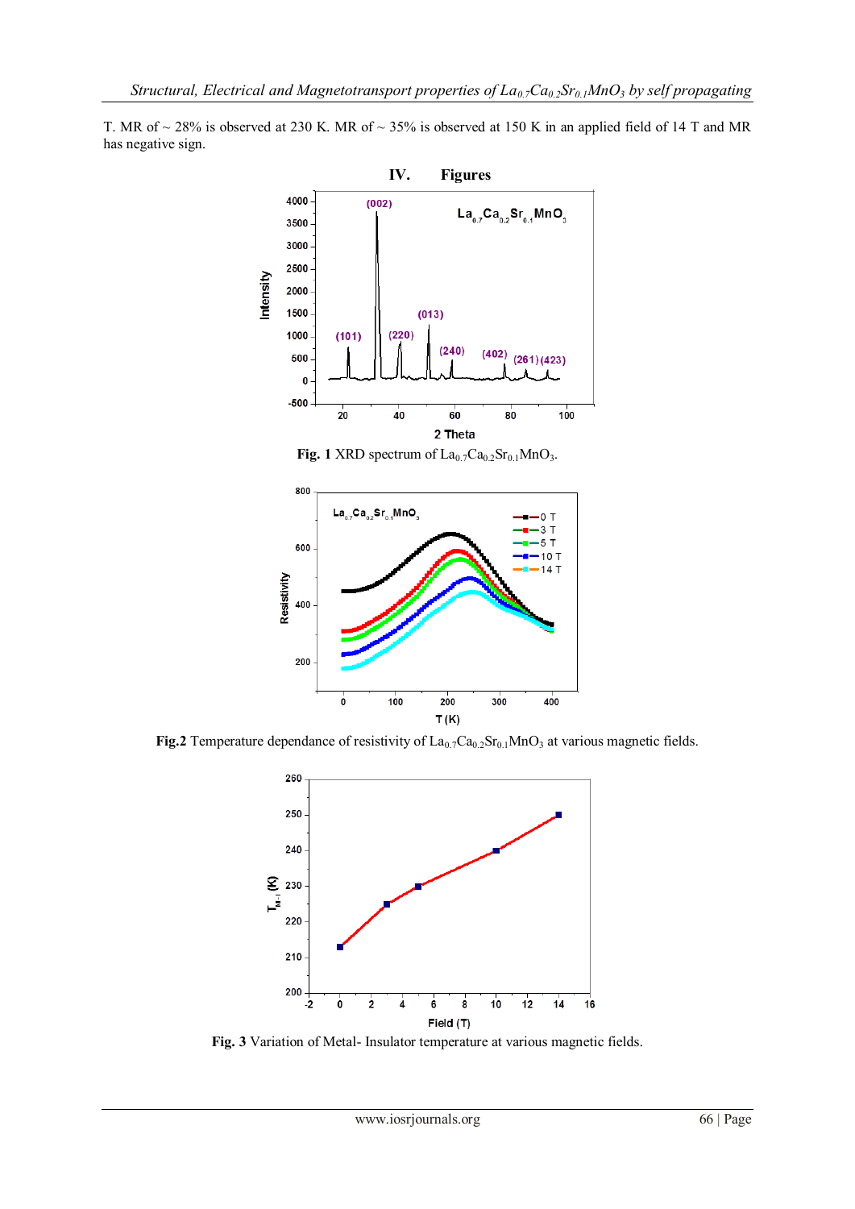T. MR of ~ 28% is observed at 230 K. MR of ~ 35% is observed at 150 K in an applied field of 14 T and MR has negative sign.

## IV. Figures

**Fig. 1** XRD spectrum of $La_{0.7}Ca_{0.2}Sr_{0.1}MnO_3$.

**Fig.2** Temperature dependance of resistivity of $La_{0.7}Ca_{0.2}Sr_{0.1}MnO_3$ at various magnetic fields.

**Fig. 3** Variation of Metal- Insulator temperature at various magnetic fields.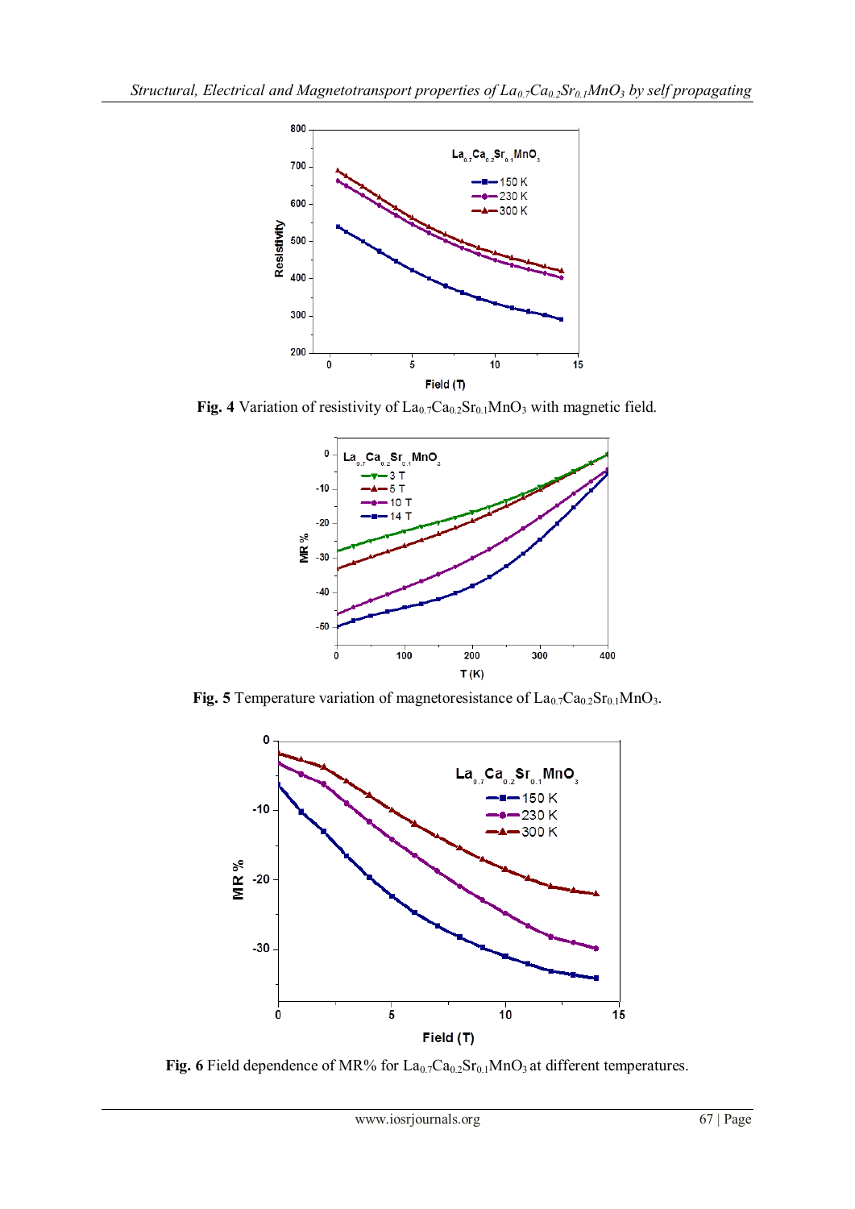Fig. 4 Variation of resistivity of $La_{0.7}Ca_{0.2}Sr_{0.1}MnO_3$ with magnetic field.

Fig. 5 Temperature variation of magnetoresistance of $La_{0.7}Ca_{0.2}Sr_{0.1}MnO_3$.

Fig. 6 Field dependence of MR% for $La_{0.7}Ca_{0.2}Sr_{0.1}MnO_3$ at different temperatures.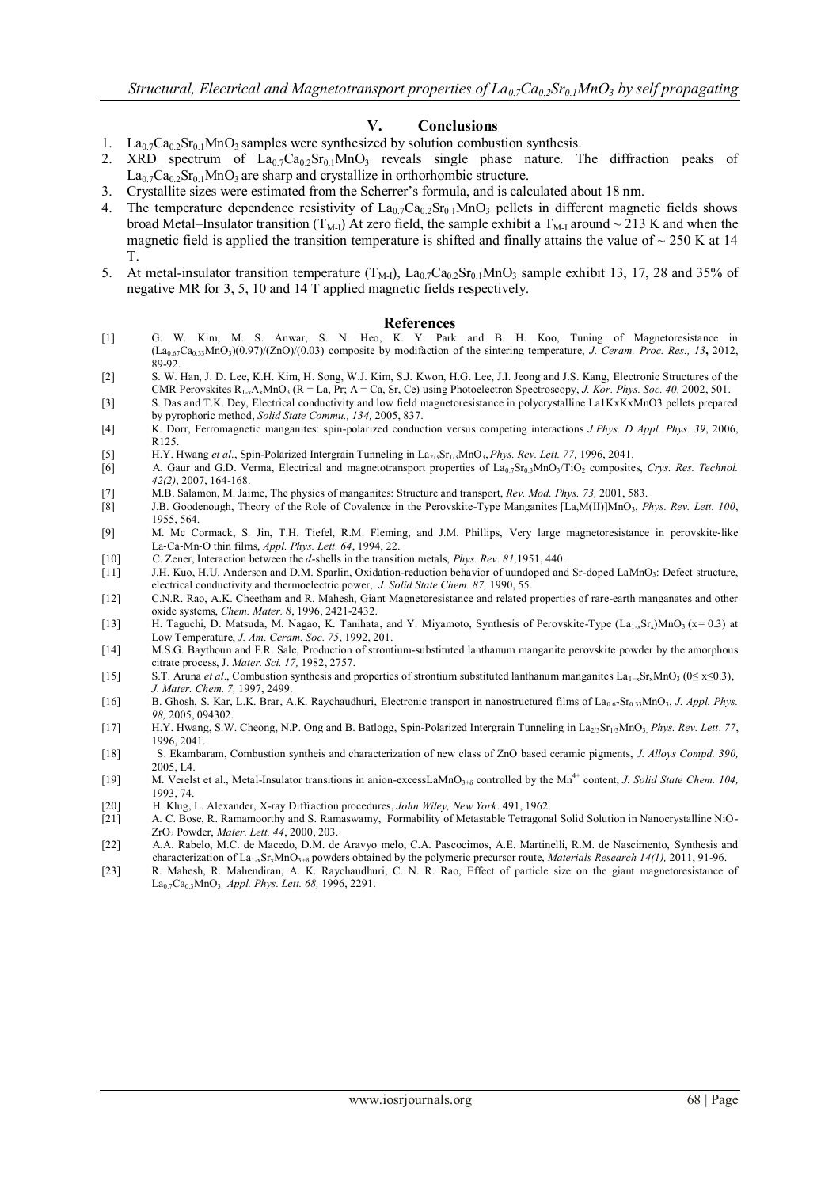## V. Conclusions

1. $La_{0.7}Ca_{0.2}Sr_{0.1}MnO_3$ samples were synthesized by solution combustion synthesis.
2. XRD spectrum of $La_{0.7}Ca_{0.2}Sr_{0.1}MnO_3$ reveals single phase nature. The diffraction peaks of $La_{0.7}Ca_{0.2}Sr_{0.1}MnO_3$ are sharp and crystallize in orthorhombic structure.
3. Crystallite sizes were estimated from the Scherrer's formula, and is calculated about 18 nm.
4. The temperature dependence resistivity of $La_{0.7}Ca_{0.2}Sr_{0.1}MnO_3$ pellets in different magnetic fields shows broad Metal–Insulator transition ($T_{M-I}$) At zero field, the sample exhibit a $T_{M-I}$ around ~ 213 K and when the magnetic field is applied the transition temperature is shifted and finally attains the value of ~ 250 K at 14 T.
5. At metal-insulator transition temperature ($T_{M-I}$), $La_{0.7}Ca_{0.2}Sr_{0.1}MnO_3$ sample exhibit 13, 17, 28 and 35% of negative MR for 3, 5, 10 and 14 T applied magnetic fields respectively.

## References

[1] G. W. Kim, M. S. Anwar, S. N. Heo, K. Y. Park and B. H. Koo, Tuning of Magnetoresistance in $(La_{0.67}Ca_{0.33}MnO_3)(0.97)/(ZnO)/(0.03)$ composite by modifaction of the sintering temperature, *J. Ceram. Proc. Res., 13*, 2012, 89-92.

[2] S. W. Han, J. D. Lee, K.H. Kim, H. Song, W.J. Kim, S.J. Kwon, H.G. Lee, J.I. Jeong and J.S. Kang, Electronic Structures of the CMR Perovskites $R_{1-x}A_xMnO_3$ (R = La, Pr; A = Ca, Sr, Ce) using Photoelectron Spectroscopy, *J. Kor. Phys. Soc. 40,* 2002, 501.

[3] S. Das and T.K. Dey, Electrical conductivity and low field magnetoresistance in polycrystalline La1KxKxMnO3 pellets prepared by pyrophoric method, *Solid State Commu., 134,* 2005, 837.

[4] K. Dorr, Ferromagnetic manganites: spin-polarized conduction versus competing interactions *J.Phys. D Appl. Phys. 39*, 2006, R125.

[5] H.Y. Hwang *et al*., Spin-Polarized Intergrain Tunneling in $La_{2/3}Sr_{1/3}MnO_3$, *Phys. Rev. Lett. 77,* 1996, 2041.

[6] A. Gaur and G.D. Verma, Electrical and magnetotransport properties of $La_{0.7}Sr_{0.3}MnO_3/TiO_2$ composites, *Crys. Res. Technol. 42(2)*, 2007, 164-168.

[7] M.B. Salamon, M. Jaime, The physics of manganites: Structure and transport, *Rev. Mod. Phys. 73,* 2001, 583.

[8] J.B. Goodenough, Theory of the Role of Covalence in the Perovskite-Type Manganites [La,M(II)]$MnO_3$, *Phys. Rev. Lett. 100*, 1955, 564.

[9] M. Mc Cormack, S. Jin, T.H. Tiefel, R.M. Fleming, and J.M. Phillips, Very large magnetoresistance in perovskite-like La-Ca-Mn-O thin films, *Appl. Phys. Lett. 64*, 1994, 22.

[10] C. Zener, Interaction between the *d*-shells in the transition metals, *Phys. Rev. 81,*1951, 440.

[11] J.H. Kuo, H.U. Anderson and D.M. Sparlin, Oxidation-reduction behavior of uundoped and Sr-doped $LaMnO_3$: Defect structure, electrical conductivity and thermoelectric power, *J. Solid State Chem. 87,* 1990, 55.

[12] C.N.R. Rao, A.K. Cheetham and R. Mahesh, Giant Magnetoresistance and related properties of rare-earth manganates and other oxide systems, *Chem. Mater. 8*, 1996, 2421-2432.

[13] H. Taguchi, D. Matsuda, M. Nagao, K. Tanihata, and Y. Miyamoto, Synthesis of Perovskite-Type $(La_{1-x}Sr_x)MnO_3$ (x= 0.3) at Low Temperature, *J. Am. Ceram. Soc. 75*, 1992, 201.

[14] M.S.G. Baythoun and F.R. Sale, Production of strontium-substituted lanthanum manganite perovskite powder by the amorphous citrate process, J. *Mater. Sci. 17,* 1982, 2757.

[15] S.T. Aruna *et al*., Combustion synthesis and properties of strontium substituted lanthanum manganites $La_{1-x}Sr_xMnO_3$ ($0 \leq x \leq 0.3$), *J. Mater. Chem. 7,* 1997, 2499.

[16] B. Ghosh, S. Kar, L.K. Brar, A.K. Raychaudhuri, Electronic transport in nanostructured films of $La_{0.67}Sr_{0.33}MnO_3$, *J. Appl. Phys. 98,* 2005, 094302.

[17] H.Y. Hwang, S.W. Cheong, N.P. Ong and B. Batlogg, Spin-Polarized Intergrain Tunneling in $La_{2/3}Sr_{1/3}MnO_3$, *Phys. Rev. Lett. 77*, 1996, 2041.

[18] S. Ekambaram, Combustion syntheis and characterization of new class of ZnO based ceramic pigments, *J. Alloys Compd. 390,* 2005, L4.

[19] M. Verelst et al., Metal-Insulator transitions in anion-excess$LaMnO_{3+\delta}$ controlled by the $Mn^{4+}$ content, *J. Solid State Chem. 104,* 1993, 74.

[20] H. Klug, L. Alexander, X-ray Diffraction procedures, *John Wiley, New York*. 491, 1962.

[21] A. C. Bose, R. Ramamoorthy and S. Ramaswamy, Formability of Metastable Tetragonal Solid Solution in Nanocrystalline NiO-$ZrO_2$ Powder, *Mater. Lett. 44*, 2000, 203.

[22] A.A. Rabelo, M.C. de Macedo, D.M. de Aravyo melo, C.A. Pascocimos, A.E. Martinelli, R.M. de Nascimento, Synthesis and characterization of $La_{1-x}Sr_xMnO_{3\pm\delta}$ powders obtained by the polymeric precursor route, *Materials Research 14(1),* 2011, 91-96.

[23] R. Mahesh, R. Mahendiran, A. K. Raychaudhuri, C. N. R. Rao, Effect of particle size on the giant magnetoresistance of $La_{0.7}Ca_{0.3}MnO_3$, *Appl. Phys. Lett. 68,* 1996, 2291.